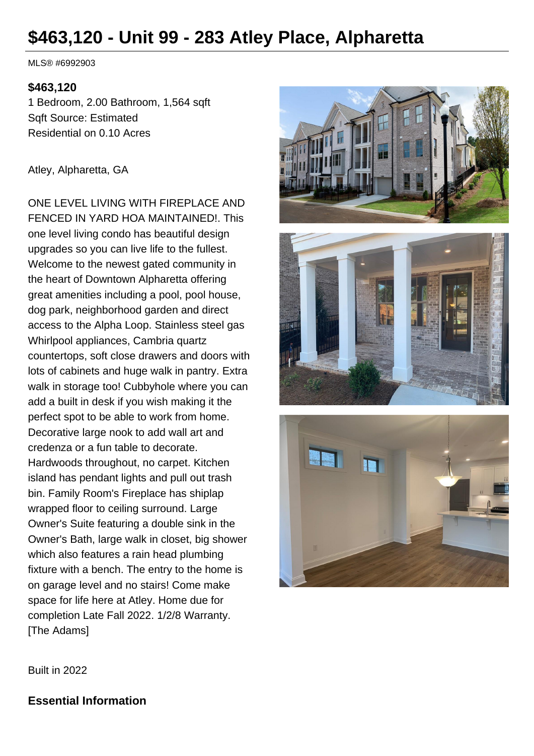# $463,120 - Unit 99 - 283 Atley Place, Alpharetta

MLS® #6992903

**$463,120**

1 Bedroom, 2.00 Bathroom, 1,564 sqft

Sqft Source: Estimated

Residential on 0.10 Acres

Atley, Alpharetta, GA

ONE LEVEL LIVING WITH FIREPLACE AND FENCED IN YARD HOA MAINTAINED!. This one level living condo has beautiful design upgrades so you can live life to the fullest. Welcome to the newest gated community in the heart of Downtown Alpharetta offering great amenities including a pool, pool house, dog park, neighborhood garden and direct access to the Alpha Loop. Stainless steel gas Whirlpool appliances, Cambria quartz countertops, soft close drawers and doors with lots of cabinets and huge walk in pantry. Extra walk in storage too! Cubbyhole where you can add a built in desk if you wish making it the perfect spot to be able to work from home. Decorative large nook to add wall art and credenza or a fun table to decorate. Hardwoods throughout, no carpet. Kitchen island has pendant lights and pull out trash bin. Family Room's Fireplace has shiplap wrapped floor to ceiling surround. Large Owner's Suite featuring a double sink in the Owner's Bath, large walk in closet, big shower which also features a rain head plumbing fixture with a bench. The entry to the home is on garage level and no stairs! Come make space for life here at Atley. Home due for completion Late Fall 2022. 1/2/8 Warranty. [The Adams]

Built in 2022

## Essential Information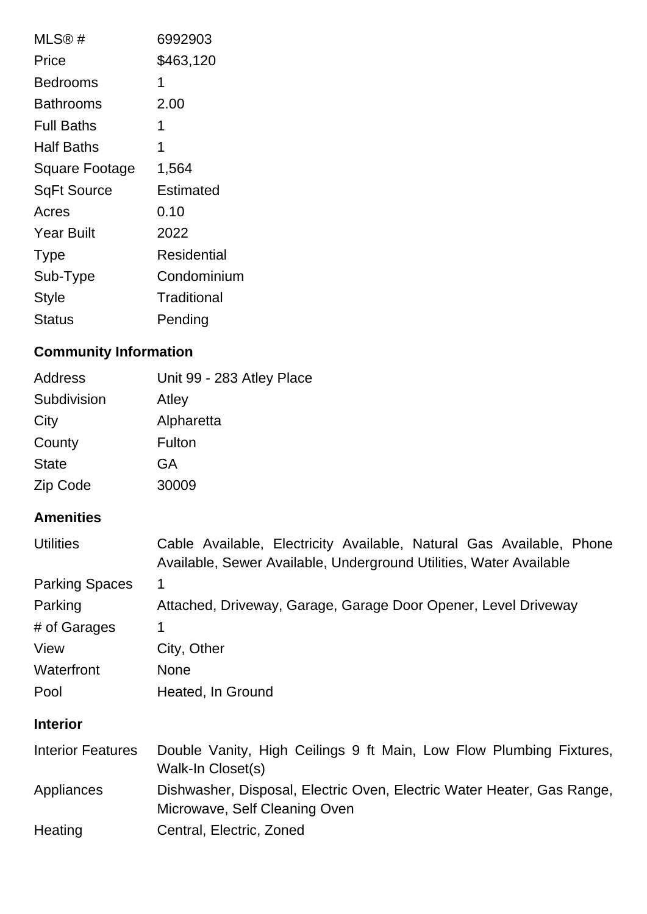| | |
|---|---|
| MLS® # | 6992903 |
| Price | $463,120 |
| Bedrooms | 1 |
| Bathrooms | 2.00 |
| Full Baths | 1 |
| Half Baths | 1 |
| Square Footage | 1,564 |
| SqFt Source | Estimated |
| Acres | 0.10 |
| Year Built | 2022 |
| Type | Residential |
| Sub-Type | Condominium |
| Style | Traditional |
| Status | Pending |

## Community Information

| | |
|---|---|
| Address | Unit 99 - 283 Atley Place |
| Subdivision | Atley |
| City | Alpharetta |
| County | Fulton |
| State | GA |
| Zip Code | 30009 |

## Amenities

| | |
|---|---|
| Utilities | Cable Available, Electricity Available, Natural Gas Available, Phone Available, Sewer Available, Underground Utilities, Water Available |
| Parking Spaces | 1 |
| Parking | Attached, Driveway, Garage, Garage Door Opener, Level Driveway |
| # of Garages | 1 |
| View | City, Other |
| Waterfront | None |
| Pool | Heated, In Ground |

## Interior

| | |
|---|---|
| Interior Features | Double Vanity, High Ceilings 9 ft Main, Low Flow Plumbing Fixtures, Walk-In Closet(s) |
| Appliances | Dishwasher, Disposal, Electric Oven, Electric Water Heater, Gas Range, Microwave, Self Cleaning Oven |
| Heating | Central, Electric, Zoned |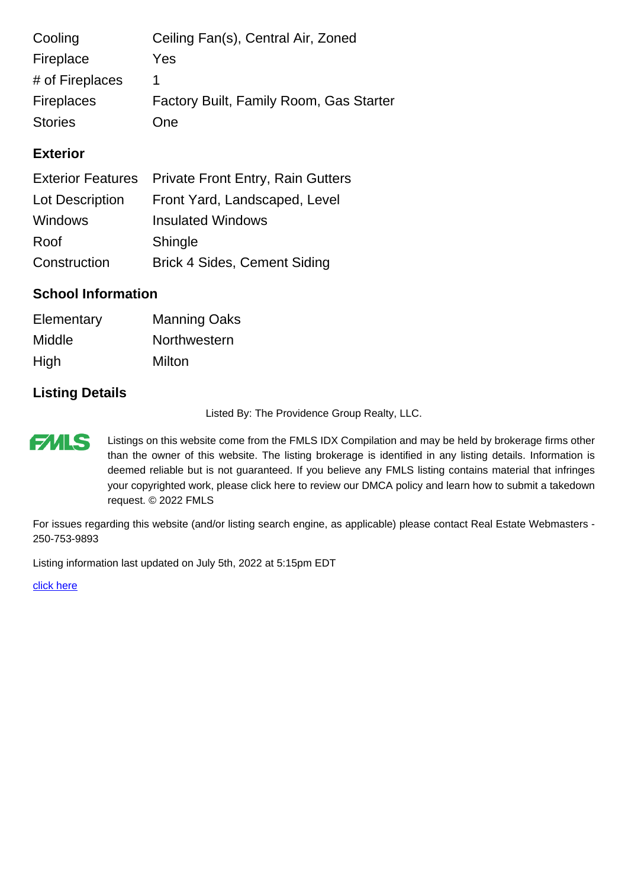| | |
|---|---|
| Cooling | Ceiling Fan(s), Central Air, Zoned |
| Fireplace | Yes |
| # of Fireplaces | 1 |
| Fireplaces | Factory Built, Family Room, Gas Starter |
| Stories | One |

## Exterior

| | |
|---|---|
| Exterior Features | Private Front Entry, Rain Gutters |
| Lot Description | Front Yard, Landscaped, Level |
| Windows | Insulated Windows |
| Roof | Shingle |
| Construction | Brick 4 Sides, Cement Siding |

## School Information

| | |
|---|---|
| Elementary | Manning Oaks |
| Middle | Northwestern |
| High | Milton |

## Listing Details

Listed By: The Providence Group Realty, LLC.

FMLS

Listings on this website come from the FMLS IDX Compilation and may be held by brokerage firms other than the owner of this website. The listing brokerage is identified in any listing details. Information is deemed reliable but is not guaranteed. If you believe any FMLS listing contains material that infringes your copyrighted work, please click here to review our DMCA policy and learn how to submit a takedown request. © 2022 FMLS

For issues regarding this website (and/or listing search engine, as applicable) please contact Real Estate Webmasters - 250-753-9893

Listing information last updated on July 5th, 2022 at 5:15pm EDT

click here